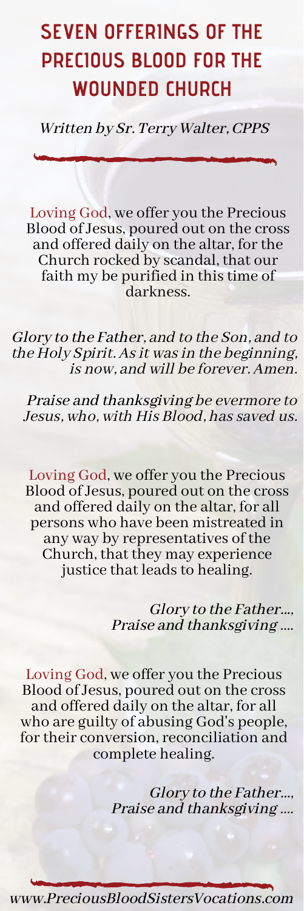# SEVEN OFFERINGS OF THE PRECIOUS BLOOD FOR THE WOUNDED CHURCH

*Written by Sr. Terry Walter, CPPS*

Loving God, we offer you the Precious Blood of Jesus, poured out on the cross and offered daily on the altar, for the Church rocked by scandal, that our faith my be purified in this time of darkness.

*Glory to the Father, and to the Son, and to the Holy Spirit. As it was in the beginning, is now, and will be forever. Amen.*

*Praise and thanksgiving be evermore to Jesus, who, with His Blood, has saved us.*

Loving God, we offer you the Precious Blood of Jesus, poured out on the cross and offered daily on the altar, for all persons who have been mistreated in any way by representatives of the Church, that they may experience justice that leads to healing.

*Glory to the Father...,*
*Praise and thanksgiving ....*

Loving God, we offer you the Precious Blood of Jesus, poured out on the cross and offered daily on the altar, for all who are guilty of abusing God's people, for their conversion, reconciliation and complete healing.

*Glory to the Father...,*
*Praise and thanksgiving ....*

*www.PreciousBloodSistersVocations.com*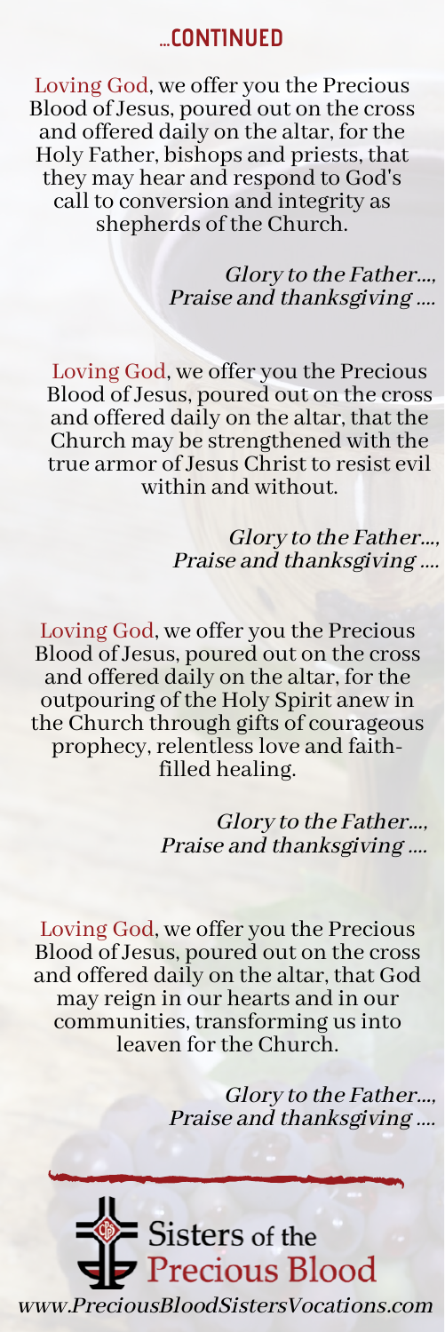## ...CONTINUED

Loving God, we offer you the Precious Blood of Jesus, poured out on the cross and offered daily on the altar, for the Holy Father, bishops and priests, that they may hear and respond to God's call to conversion and integrity as shepherds of the Church.

*Glory to the Father...,*
*Praise and thanksgiving ....*

Loving God, we offer you the Precious Blood of Jesus, poured out on the cross and offered daily on the altar, that the Church may be strengthened with the true armor of Jesus Christ to resist evil within and without.

*Glory to the Father...,*
*Praise and thanksgiving ....*

Loving God, we offer you the Precious Blood of Jesus, poured out on the cross and offered daily on the altar, for the outpouring of the Holy Spirit anew in the Church through gifts of courageous prophecy, relentless love and faith-filled healing.

*Glory to the Father...,*
*Praise and thanksgiving ....*

Loving God, we offer you the Precious Blood of Jesus, poured out on the cross and offered daily on the altar, that God may reign in our hearts and in our communities, transforming us into leaven for the Church.

*Glory to the Father...,*
*Praise and thanksgiving ....*

Sisters of the Precious Blood

*www.PreciousBloodSistersVocations.com*